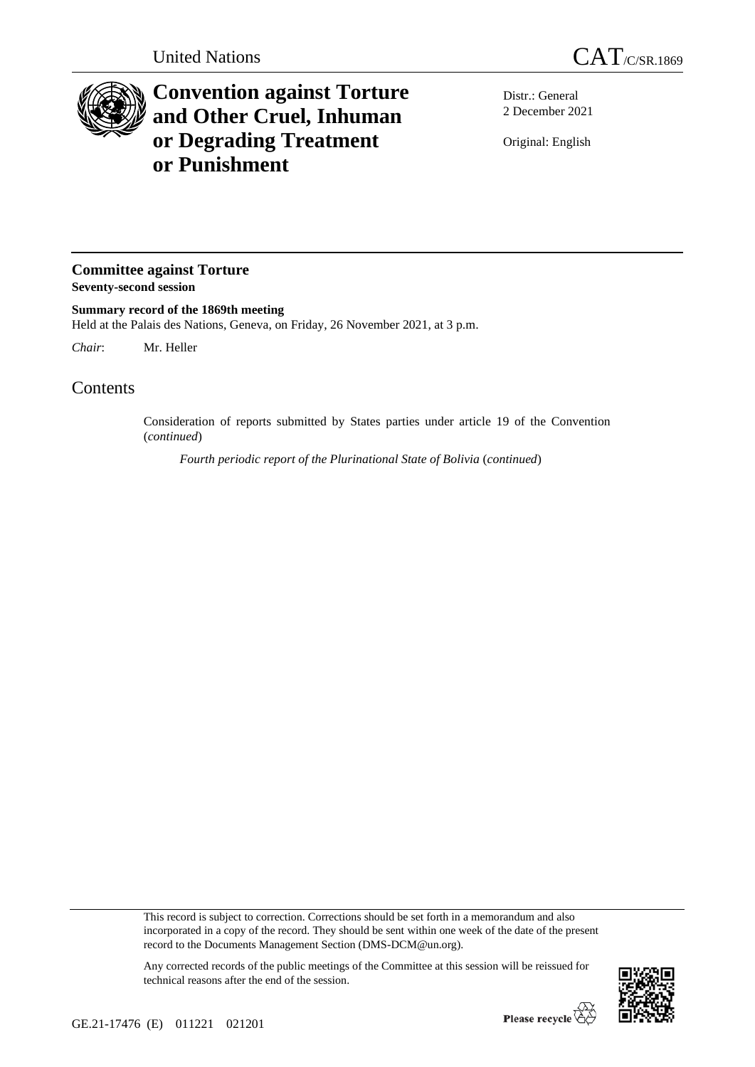United Nations

CAT/C/SR.1869

# Convention against Torture and Other Cruel, Inhuman or Degrading Treatment or Punishment

Distr.: General
2 December 2021

Original: English

## Committee against Torture
**Seventy-second session**

**Summary record of the 1869th meeting**
Held at the Palais des Nations, Geneva, on Friday, 26 November 2021, at 3 p.m.

*Chair*: Mr. Heller

## Contents

Consideration of reports submitted by States parties under article 19 of the Convention (*continued*)

*Fourth periodic report of the Plurinational State of Bolivia* (*continued*)

This record is subject to correction. Corrections should be set forth in a memorandum and also incorporated in a copy of the record. They should be sent within one week of the date of the present record to the Documents Management Section (DMS-DCM@un.org).

Any corrected records of the public meetings of the Committee at this session will be reissued for technical reasons after the end of the session.

GE.21-17476 (E) 011221 021201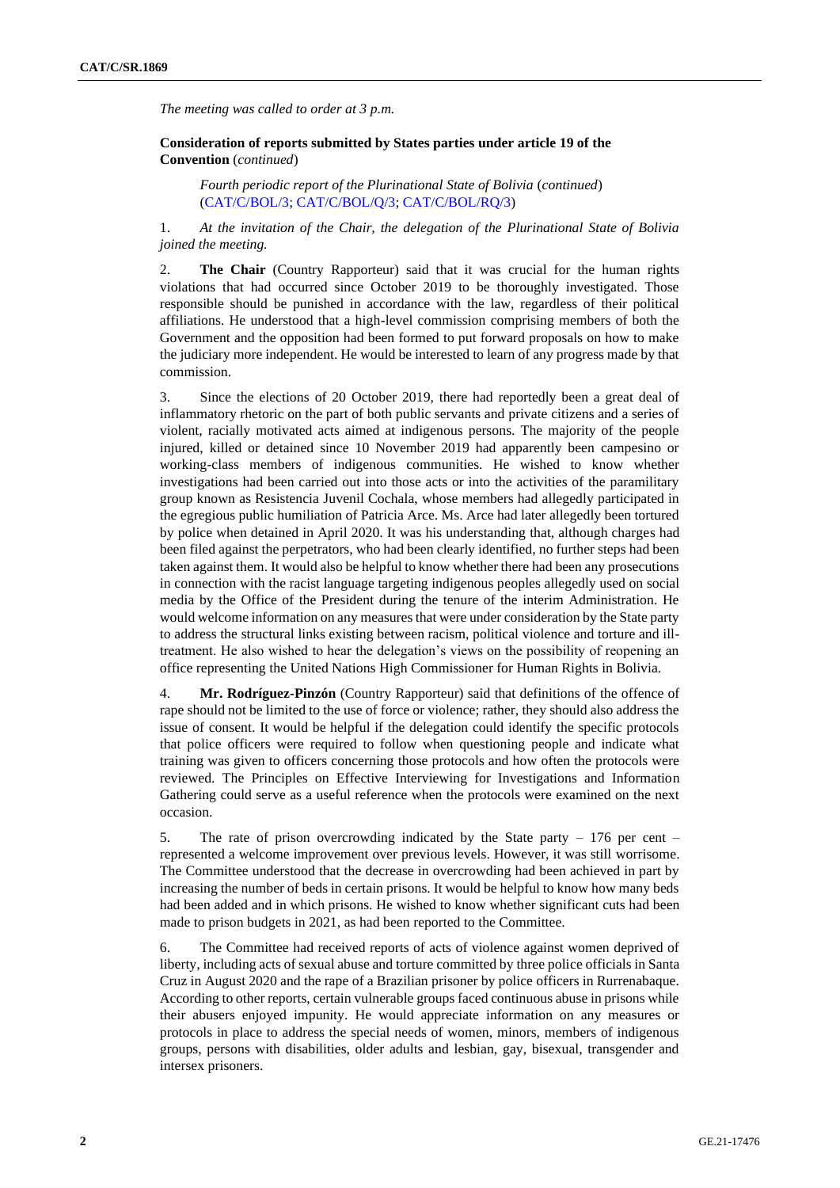*The meeting was called to order at 3 p.m.*

**Consideration of reports submitted by States parties under article 19 of the Convention** (*continued*)

*Fourth periodic report of the Plurinational State of Bolivia* (*continued*) (CAT/C/BOL/3; CAT/C/BOL/Q/3; CAT/C/BOL/RQ/3)

1. *At the invitation of the Chair, the delegation of the Plurinational State of Bolivia joined the meeting.*

2. **The Chair** (Country Rapporteur) said that it was crucial for the human rights violations that had occurred since October 2019 to be thoroughly investigated. Those responsible should be punished in accordance with the law, regardless of their political affiliations. He understood that a high-level commission comprising members of both the Government and the opposition had been formed to put forward proposals on how to make the judiciary more independent. He would be interested to learn of any progress made by that commission.

3. Since the elections of 20 October 2019, there had reportedly been a great deal of inflammatory rhetoric on the part of both public servants and private citizens and a series of violent, racially motivated acts aimed at indigenous persons. The majority of the people injured, killed or detained since 10 November 2019 had apparently been campesino or working-class members of indigenous communities. He wished to know whether investigations had been carried out into those acts or into the activities of the paramilitary group known as Resistencia Juvenil Cochala, whose members had allegedly participated in the egregious public humiliation of Patricia Arce. Ms. Arce had later allegedly been tortured by police when detained in April 2020. It was his understanding that, although charges had been filed against the perpetrators, who had been clearly identified, no further steps had been taken against them. It would also be helpful to know whether there had been any prosecutions in connection with the racist language targeting indigenous peoples allegedly used on social media by the Office of the President during the tenure of the interim Administration. He would welcome information on any measures that were under consideration by the State party to address the structural links existing between racism, political violence and torture and ill-treatment. He also wished to hear the delegation's views on the possibility of reopening an office representing the United Nations High Commissioner for Human Rights in Bolivia.

4. **Mr. Rodríguez-Pinzón** (Country Rapporteur) said that definitions of the offence of rape should not be limited to the use of force or violence; rather, they should also address the issue of consent. It would be helpful if the delegation could identify the specific protocols that police officers were required to follow when questioning people and indicate what training was given to officers concerning those protocols and how often the protocols were reviewed. The Principles on Effective Interviewing for Investigations and Information Gathering could serve as a useful reference when the protocols were examined on the next occasion.

5. The rate of prison overcrowding indicated by the State party – 176 per cent – represented a welcome improvement over previous levels. However, it was still worrisome. The Committee understood that the decrease in overcrowding had been achieved in part by increasing the number of beds in certain prisons. It would be helpful to know how many beds had been added and in which prisons. He wished to know whether significant cuts had been made to prison budgets in 2021, as had been reported to the Committee.

6. The Committee had received reports of acts of violence against women deprived of liberty, including acts of sexual abuse and torture committed by three police officials in Santa Cruz in August 2020 and the rape of a Brazilian prisoner by police officers in Rurrenabaque. According to other reports, certain vulnerable groups faced continuous abuse in prisons while their abusers enjoyed impunity. He would appreciate information on any measures or protocols in place to address the special needs of women, minors, members of indigenous groups, persons with disabilities, older adults and lesbian, gay, bisexual, transgender and intersex prisoners.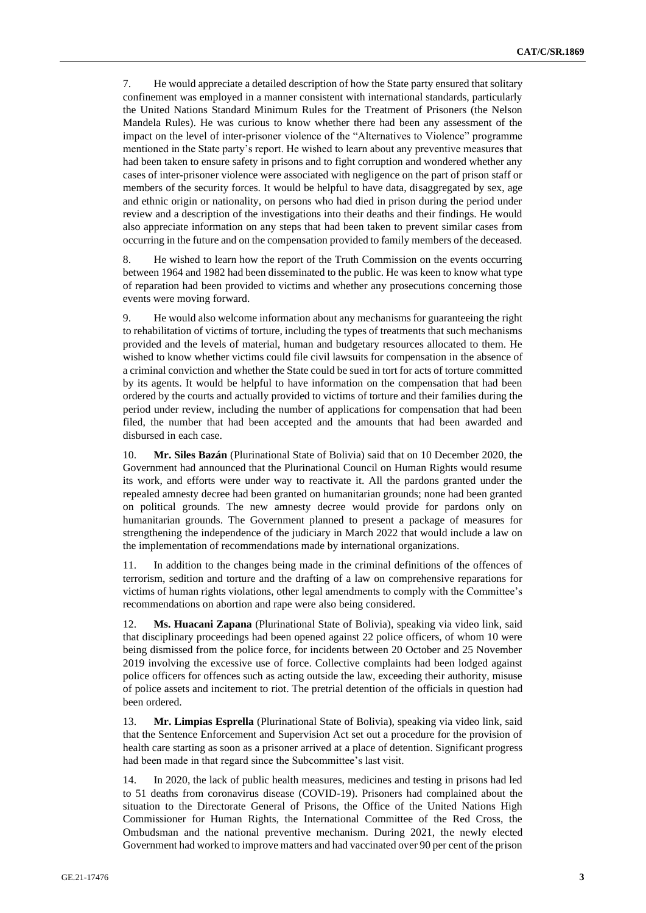7. He would appreciate a detailed description of how the State party ensured that solitary confinement was employed in a manner consistent with international standards, particularly the United Nations Standard Minimum Rules for the Treatment of Prisoners (the Nelson Mandela Rules). He was curious to know whether there had been any assessment of the impact on the level of inter-prisoner violence of the "Alternatives to Violence" programme mentioned in the State party's report. He wished to learn about any preventive measures that had been taken to ensure safety in prisons and to fight corruption and wondered whether any cases of inter-prisoner violence were associated with negligence on the part of prison staff or members of the security forces. It would be helpful to have data, disaggregated by sex, age and ethnic origin or nationality, on persons who had died in prison during the period under review and a description of the investigations into their deaths and their findings. He would also appreciate information on any steps that had been taken to prevent similar cases from occurring in the future and on the compensation provided to family members of the deceased.

8. He wished to learn how the report of the Truth Commission on the events occurring between 1964 and 1982 had been disseminated to the public. He was keen to know what type of reparation had been provided to victims and whether any prosecutions concerning those events were moving forward.

9. He would also welcome information about any mechanisms for guaranteeing the right to rehabilitation of victims of torture, including the types of treatments that such mechanisms provided and the levels of material, human and budgetary resources allocated to them. He wished to know whether victims could file civil lawsuits for compensation in the absence of a criminal conviction and whether the State could be sued in tort for acts of torture committed by its agents. It would be helpful to have information on the compensation that had been ordered by the courts and actually provided to victims of torture and their families during the period under review, including the number of applications for compensation that had been filed, the number that had been accepted and the amounts that had been awarded and disbursed in each case.

10. **Mr. Siles Bazán** (Plurinational State of Bolivia) said that on 10 December 2020, the Government had announced that the Plurinational Council on Human Rights would resume its work, and efforts were under way to reactivate it. All the pardons granted under the repealed amnesty decree had been granted on humanitarian grounds; none had been granted on political grounds. The new amnesty decree would provide for pardons only on humanitarian grounds. The Government planned to present a package of measures for strengthening the independence of the judiciary in March 2022 that would include a law on the implementation of recommendations made by international organizations.

11. In addition to the changes being made in the criminal definitions of the offences of terrorism, sedition and torture and the drafting of a law on comprehensive reparations for victims of human rights violations, other legal amendments to comply with the Committee's recommendations on abortion and rape were also being considered.

12. **Ms. Huacani Zapana** (Plurinational State of Bolivia), speaking via video link, said that disciplinary proceedings had been opened against 22 police officers, of whom 10 were being dismissed from the police force, for incidents between 20 October and 25 November 2019 involving the excessive use of force. Collective complaints had been lodged against police officers for offences such as acting outside the law, exceeding their authority, misuse of police assets and incitement to riot. The pretrial detention of the officials in question had been ordered.

13. **Mr. Limpias Esprella** (Plurinational State of Bolivia), speaking via video link, said that the Sentence Enforcement and Supervision Act set out a procedure for the provision of health care starting as soon as a prisoner arrived at a place of detention. Significant progress had been made in that regard since the Subcommittee's last visit.

14. In 2020, the lack of public health measures, medicines and testing in prisons had led to 51 deaths from coronavirus disease (COVID-19). Prisoners had complained about the situation to the Directorate General of Prisons, the Office of the United Nations High Commissioner for Human Rights, the International Committee of the Red Cross, the Ombudsman and the national preventive mechanism. During 2021, the newly elected Government had worked to improve matters and had vaccinated over 90 per cent of the prison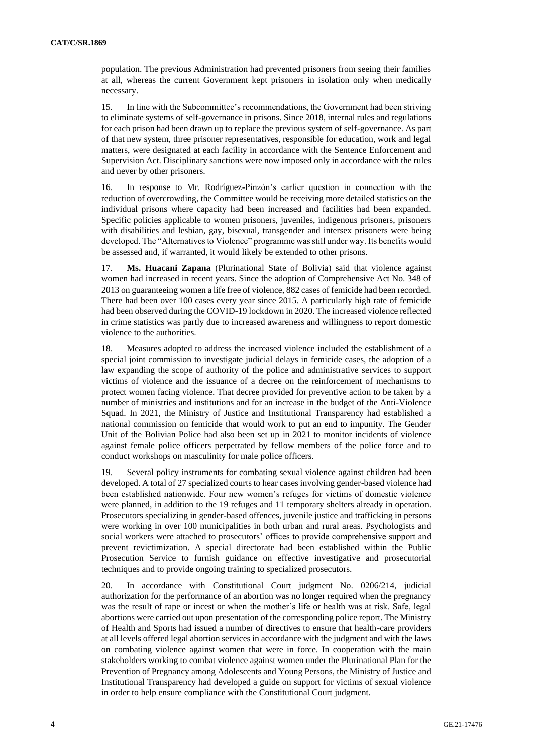population. The previous Administration had prevented prisoners from seeing their families at all, whereas the current Government kept prisoners in isolation only when medically necessary.

15. In line with the Subcommittee's recommendations, the Government had been striving to eliminate systems of self-governance in prisons. Since 2018, internal rules and regulations for each prison had been drawn up to replace the previous system of self-governance. As part of that new system, three prisoner representatives, responsible for education, work and legal matters, were designated at each facility in accordance with the Sentence Enforcement and Supervision Act. Disciplinary sanctions were now imposed only in accordance with the rules and never by other prisoners.

16. In response to Mr. Rodríguez-Pinzón's earlier question in connection with the reduction of overcrowding, the Committee would be receiving more detailed statistics on the individual prisons where capacity had been increased and facilities had been expanded. Specific policies applicable to women prisoners, juveniles, indigenous prisoners, prisoners with disabilities and lesbian, gay, bisexual, transgender and intersex prisoners were being developed. The "Alternatives to Violence" programme was still under way. Its benefits would be assessed and, if warranted, it would likely be extended to other prisons.

17. **Ms. Huacani Zapana** (Plurinational State of Bolivia) said that violence against women had increased in recent years. Since the adoption of Comprehensive Act No. 348 of 2013 on guaranteeing women a life free of violence, 882 cases of femicide had been recorded. There had been over 100 cases every year since 2015. A particularly high rate of femicide had been observed during the COVID-19 lockdown in 2020. The increased violence reflected in crime statistics was partly due to increased awareness and willingness to report domestic violence to the authorities.

18. Measures adopted to address the increased violence included the establishment of a special joint commission to investigate judicial delays in femicide cases, the adoption of a law expanding the scope of authority of the police and administrative services to support victims of violence and the issuance of a decree on the reinforcement of mechanisms to protect women facing violence. That decree provided for preventive action to be taken by a number of ministries and institutions and for an increase in the budget of the Anti-Violence Squad. In 2021, the Ministry of Justice and Institutional Transparency had established a national commission on femicide that would work to put an end to impunity. The Gender Unit of the Bolivian Police had also been set up in 2021 to monitor incidents of violence against female police officers perpetrated by fellow members of the police force and to conduct workshops on masculinity for male police officers.

19. Several policy instruments for combating sexual violence against children had been developed. A total of 27 specialized courts to hear cases involving gender-based violence had been established nationwide. Four new women's refuges for victims of domestic violence were planned, in addition to the 19 refuges and 11 temporary shelters already in operation. Prosecutors specializing in gender-based offences, juvenile justice and trafficking in persons were working in over 100 municipalities in both urban and rural areas. Psychologists and social workers were attached to prosecutors' offices to provide comprehensive support and prevent revictimization. A special directorate had been established within the Public Prosecution Service to furnish guidance on effective investigative and prosecutorial techniques and to provide ongoing training to specialized prosecutors.

20. In accordance with Constitutional Court judgment No. 0206/214, judicial authorization for the performance of an abortion was no longer required when the pregnancy was the result of rape or incest or when the mother's life or health was at risk. Safe, legal abortions were carried out upon presentation of the corresponding police report. The Ministry of Health and Sports had issued a number of directives to ensure that health-care providers at all levels offered legal abortion services in accordance with the judgment and with the laws on combating violence against women that were in force. In cooperation with the main stakeholders working to combat violence against women under the Plurinational Plan for the Prevention of Pregnancy among Adolescents and Young Persons, the Ministry of Justice and Institutional Transparency had developed a guide on support for victims of sexual violence in order to help ensure compliance with the Constitutional Court judgment.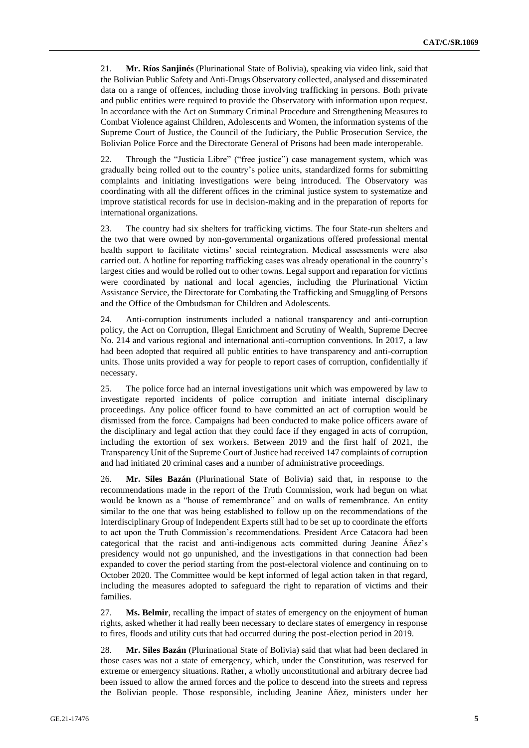21. **Mr. Ríos Sanjinés** (Plurinational State of Bolivia), speaking via video link, said that the Bolivian Public Safety and Anti-Drugs Observatory collected, analysed and disseminated data on a range of offences, including those involving trafficking in persons. Both private and public entities were required to provide the Observatory with information upon request. In accordance with the Act on Summary Criminal Procedure and Strengthening Measures to Combat Violence against Children, Adolescents and Women, the information systems of the Supreme Court of Justice, the Council of the Judiciary, the Public Prosecution Service, the Bolivian Police Force and the Directorate General of Prisons had been made interoperable.

22. Through the "Justicia Libre" ("free justice") case management system, which was gradually being rolled out to the country's police units, standardized forms for submitting complaints and initiating investigations were being introduced. The Observatory was coordinating with all the different offices in the criminal justice system to systematize and improve statistical records for use in decision-making and in the preparation of reports for international organizations.

23. The country had six shelters for trafficking victims. The four State-run shelters and the two that were owned by non-governmental organizations offered professional mental health support to facilitate victims' social reintegration. Medical assessments were also carried out. A hotline for reporting trafficking cases was already operational in the country's largest cities and would be rolled out to other towns. Legal support and reparation for victims were coordinated by national and local agencies, including the Plurinational Victim Assistance Service, the Directorate for Combating the Trafficking and Smuggling of Persons and the Office of the Ombudsman for Children and Adolescents.

24. Anti-corruption instruments included a national transparency and anti-corruption policy, the Act on Corruption, Illegal Enrichment and Scrutiny of Wealth, Supreme Decree No. 214 and various regional and international anti-corruption conventions. In 2017, a law had been adopted that required all public entities to have transparency and anti-corruption units. Those units provided a way for people to report cases of corruption, confidentially if necessary.

25. The police force had an internal investigations unit which was empowered by law to investigate reported incidents of police corruption and initiate internal disciplinary proceedings. Any police officer found to have committed an act of corruption would be dismissed from the force. Campaigns had been conducted to make police officers aware of the disciplinary and legal action that they could face if they engaged in acts of corruption, including the extortion of sex workers. Between 2019 and the first half of 2021, the Transparency Unit of the Supreme Court of Justice had received 147 complaints of corruption and had initiated 20 criminal cases and a number of administrative proceedings.

26. **Mr. Siles Bazán** (Plurinational State of Bolivia) said that, in response to the recommendations made in the report of the Truth Commission, work had begun on what would be known as a "house of remembrance" and on walls of remembrance. An entity similar to the one that was being established to follow up on the recommendations of the Interdisciplinary Group of Independent Experts still had to be set up to coordinate the efforts to act upon the Truth Commission's recommendations. President Arce Catacora had been categorical that the racist and anti-indigenous acts committed during Jeanine Áñez's presidency would not go unpunished, and the investigations in that connection had been expanded to cover the period starting from the post-electoral violence and continuing on to October 2020. The Committee would be kept informed of legal action taken in that regard, including the measures adopted to safeguard the right to reparation of victims and their families.

27. **Ms. Belmir**, recalling the impact of states of emergency on the enjoyment of human rights, asked whether it had really been necessary to declare states of emergency in response to fires, floods and utility cuts that had occurred during the post-election period in 2019.

28. **Mr. Siles Bazán** (Plurinational State of Bolivia) said that what had been declared in those cases was not a state of emergency, which, under the Constitution, was reserved for extreme or emergency situations. Rather, a wholly unconstitutional and arbitrary decree had been issued to allow the armed forces and the police to descend into the streets and repress the Bolivian people. Those responsible, including Jeanine Áñez, ministers under her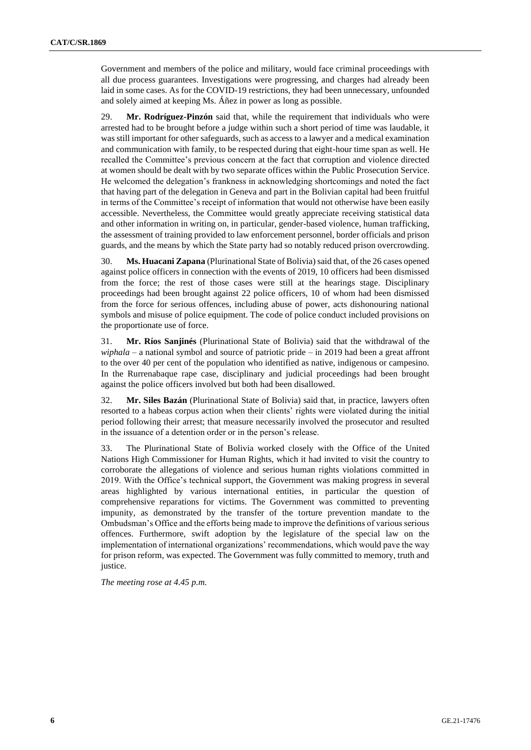Government and members of the police and military, would face criminal proceedings with all due process guarantees. Investigations were progressing, and charges had already been laid in some cases. As for the COVID-19 restrictions, they had been unnecessary, unfounded and solely aimed at keeping Ms. Áñez in power as long as possible.

29. **Mr. Rodríguez-Pinzón** said that, while the requirement that individuals who were arrested had to be brought before a judge within such a short period of time was laudable, it was still important for other safeguards, such as access to a lawyer and a medical examination and communication with family, to be respected during that eight-hour time span as well. He recalled the Committee's previous concern at the fact that corruption and violence directed at women should be dealt with by two separate offices within the Public Prosecution Service. He welcomed the delegation's frankness in acknowledging shortcomings and noted the fact that having part of the delegation in Geneva and part in the Bolivian capital had been fruitful in terms of the Committee's receipt of information that would not otherwise have been easily accessible. Nevertheless, the Committee would greatly appreciate receiving statistical data and other information in writing on, in particular, gender-based violence, human trafficking, the assessment of training provided to law enforcement personnel, border officials and prison guards, and the means by which the State party had so notably reduced prison overcrowding.

30. **Ms. Huacani Zapana** (Plurinational State of Bolivia) said that, of the 26 cases opened against police officers in connection with the events of 2019, 10 officers had been dismissed from the force; the rest of those cases were still at the hearings stage. Disciplinary proceedings had been brought against 22 police officers, 10 of whom had been dismissed from the force for serious offences, including abuse of power, acts dishonouring national symbols and misuse of police equipment. The code of police conduct included provisions on the proportionate use of force.

31. **Mr. Ríos Sanjinés** (Plurinational State of Bolivia) said that the withdrawal of the *wiphala* – a national symbol and source of patriotic pride – in 2019 had been a great affront to the over 40 per cent of the population who identified as native, indigenous or campesino. In the Rurrenabaque rape case, disciplinary and judicial proceedings had been brought against the police officers involved but both had been disallowed.

32. **Mr. Siles Bazán** (Plurinational State of Bolivia) said that, in practice, lawyers often resorted to a habeas corpus action when their clients' rights were violated during the initial period following their arrest; that measure necessarily involved the prosecutor and resulted in the issuance of a detention order or in the person's release.

33. The Plurinational State of Bolivia worked closely with the Office of the United Nations High Commissioner for Human Rights, which it had invited to visit the country to corroborate the allegations of violence and serious human rights violations committed in 2019. With the Office's technical support, the Government was making progress in several areas highlighted by various international entities, in particular the question of comprehensive reparations for victims. The Government was committed to preventing impunity, as demonstrated by the transfer of the torture prevention mandate to the Ombudsman's Office and the efforts being made to improve the definitions of various serious offences. Furthermore, swift adoption by the legislature of the special law on the implementation of international organizations' recommendations, which would pave the way for prison reform, was expected. The Government was fully committed to memory, truth and justice.

*The meeting rose at 4.45 p.m.*